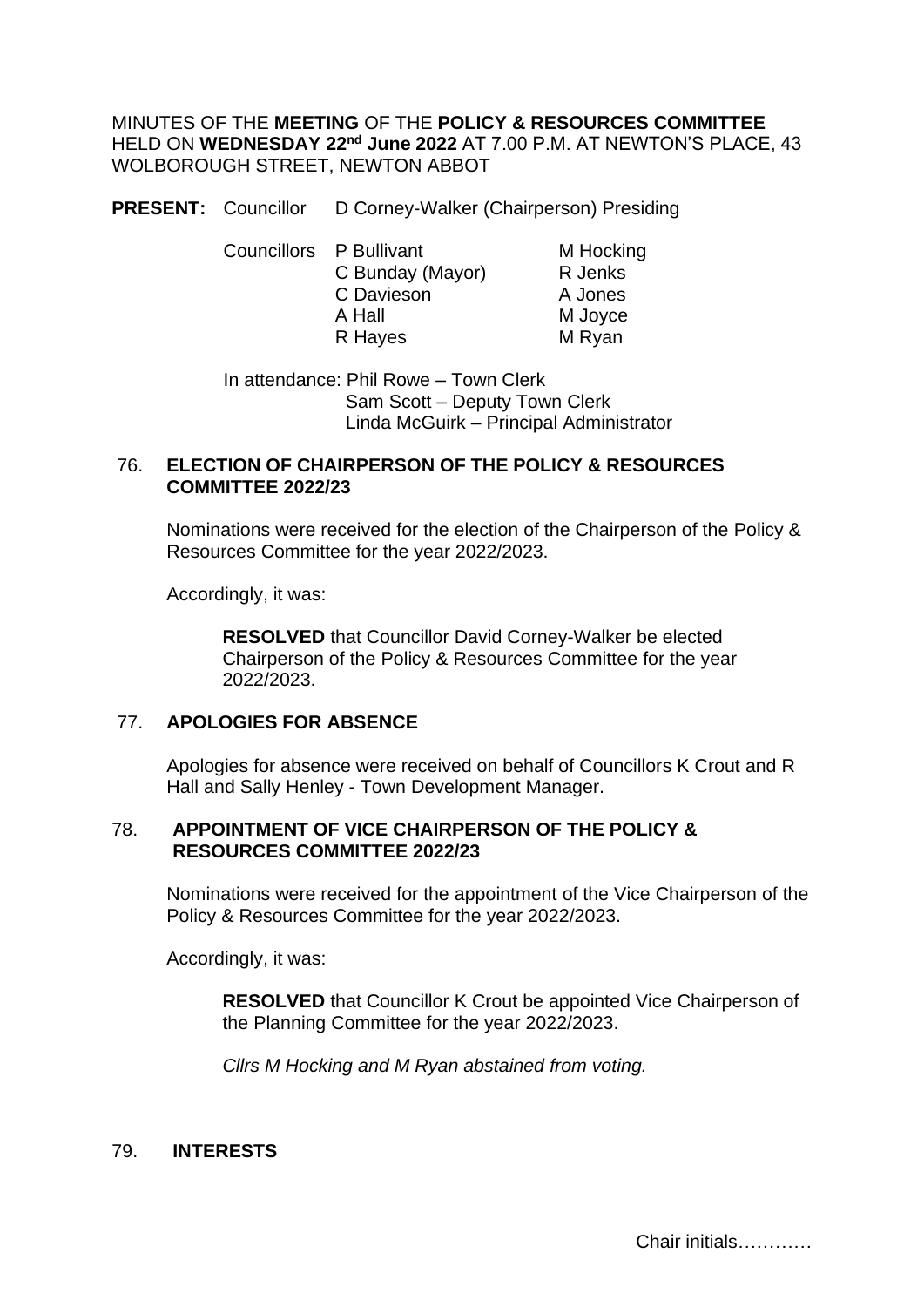MINUTES OF THE **MEETING** OF THE **POLICY & RESOURCES COMMITTEE** HELD ON **WEDNESDAY 22nd June 2022** AT 7.00 P.M. AT NEWTON'S PLACE, 43 WOLBOROUGH STREET, NEWTON ABBOT

**PRESENT:** Councillor D Corney-Walker (Chairperson) Presiding

Councillors P Bullivant, C Bunday (Mayor), C Davieson, A Hall, R Hayes, M Hocking, R Jenks, A Jones, M Joyce, M Ryan

In attendance: Phil Rowe – Town Clerk
Sam Scott – Deputy Town Clerk
Linda McGuirk – Principal Administrator

## 76. ELECTION OF CHAIRPERSON OF THE POLICY & RESOURCES COMMITTEE 2022/23

Nominations were received for the election of the Chairperson of the Policy & Resources Committee for the year 2022/2023.

Accordingly, it was:

**RESOLVED** that Councillor David Corney-Walker be elected Chairperson of the Policy & Resources Committee for the year 2022/2023.

## 77. APOLOGIES FOR ABSENCE

Apologies for absence were received on behalf of Councillors K Crout and R Hall and Sally Henley - Town Development Manager.

## 78. APPOINTMENT OF VICE CHAIRPERSON OF THE POLICY & RESOURCES COMMITTEE 2022/23

Nominations were received for the appointment of the Vice Chairperson of the Policy & Resources Committee for the year 2022/2023.

Accordingly, it was:

**RESOLVED** that Councillor K Crout be appointed Vice Chairperson of the Planning Committee for the year 2022/2023.

*Cllrs M Hocking and M Ryan abstained from voting.*

## 79. INTERESTS

Chair initials…………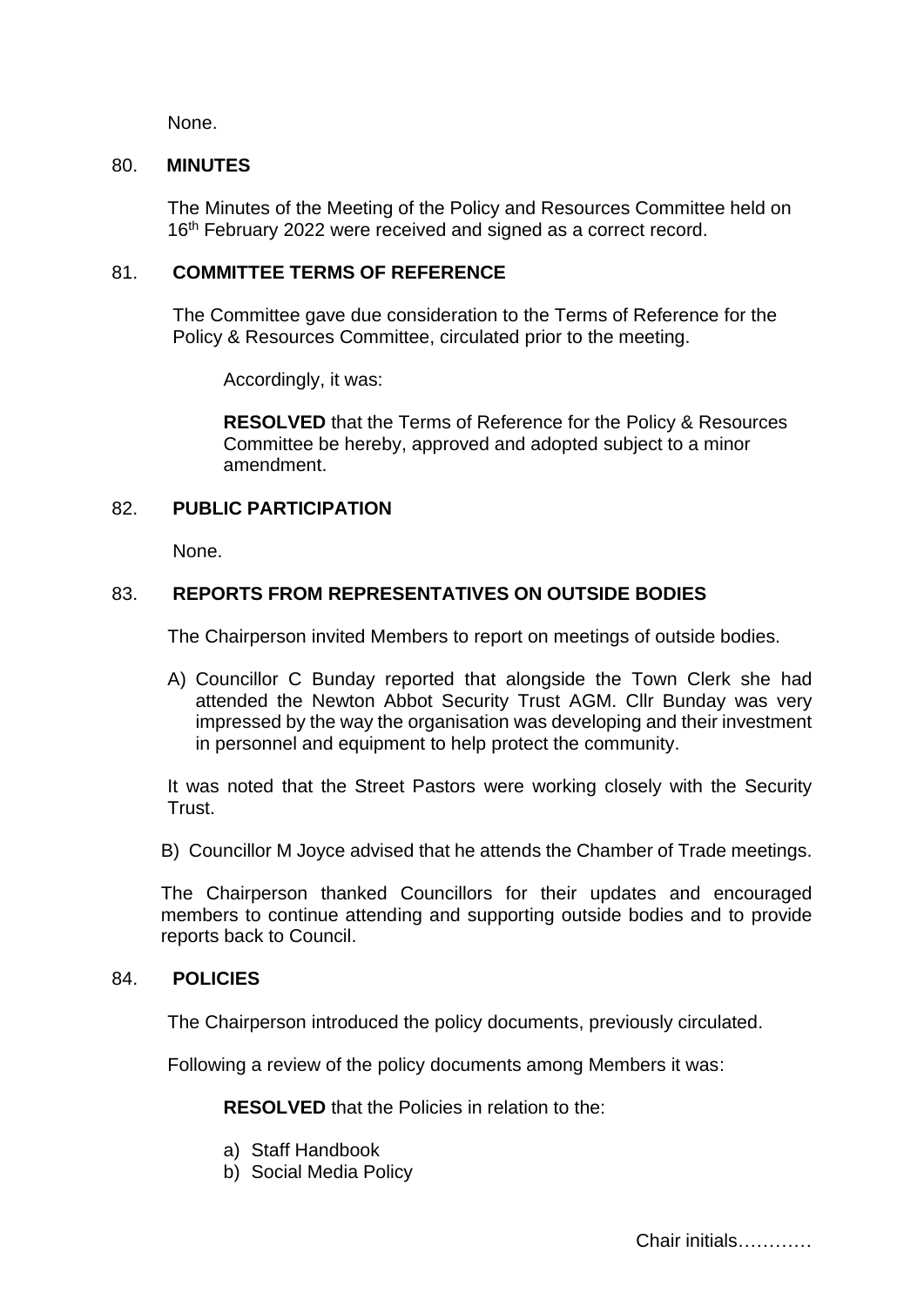None.

## 80. MINUTES

The Minutes of the Meeting of the Policy and Resources Committee held on 16th February 2022 were received and signed as a correct record.

## 81. COMMITTEE TERMS OF REFERENCE

The Committee gave due consideration to the Terms of Reference for the Policy & Resources Committee, circulated prior to the meeting.

Accordingly, it was:

**RESOLVED** that the Terms of Reference for the Policy & Resources Committee be hereby, approved and adopted subject to a minor amendment.

## 82. PUBLIC PARTICIPATION

None.

## 83. REPORTS FROM REPRESENTATIVES ON OUTSIDE BODIES

The Chairperson invited Members to report on meetings of outside bodies.

A) Councillor C Bunday reported that alongside the Town Clerk she had attended the Newton Abbot Security Trust AGM. Cllr Bunday was very impressed by the way the organisation was developing and their investment in personnel and equipment to help protect the community.

It was noted that the Street Pastors were working closely with the Security Trust.

B) Councillor M Joyce advised that he attends the Chamber of Trade meetings.

The Chairperson thanked Councillors for their updates and encouraged members to continue attending and supporting outside bodies and to provide reports back to Council.

## 84. POLICIES

The Chairperson introduced the policy documents, previously circulated.

Following a review of the policy documents among Members it was:

**RESOLVED** that the Policies in relation to the:

a) Staff Handbook
b) Social Media Policy

Chair initials…………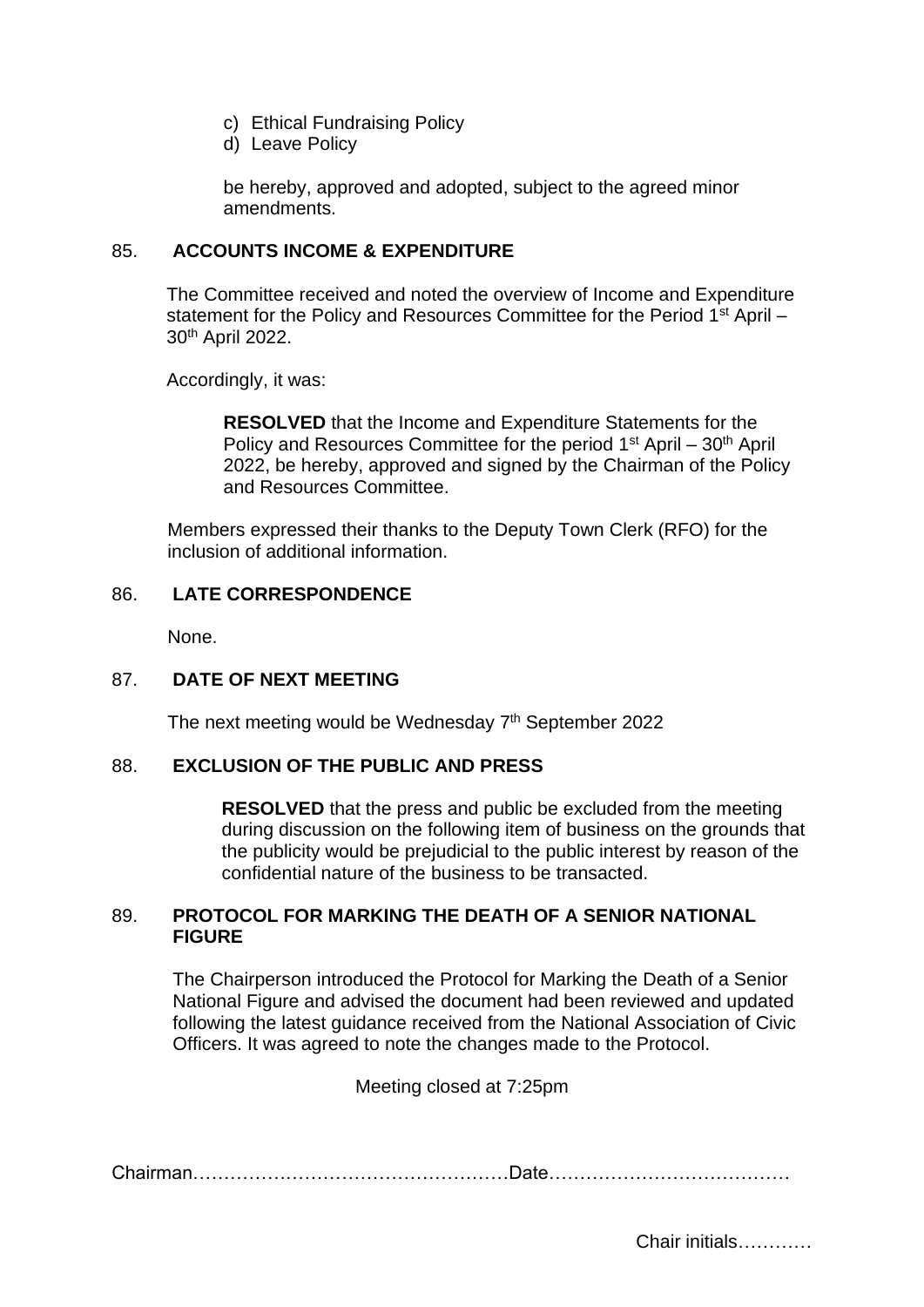c) Ethical Fundraising Policy
d) Leave Policy

be hereby, approved and adopted, subject to the agreed minor amendments.

## 85. ACCOUNTS INCOME & EXPENDITURE

The Committee received and noted the overview of Income and Expenditure statement for the Policy and Resources Committee for the Period 1st April – 30th April 2022.

Accordingly, it was:

**RESOLVED** that the Income and Expenditure Statements for the Policy and Resources Committee for the period 1st April – 30th April 2022, be hereby, approved and signed by the Chairman of the Policy and Resources Committee.

Members expressed their thanks to the Deputy Town Clerk (RFO) for the inclusion of additional information.

## 86. LATE CORRESPONDENCE

None.

## 87. DATE OF NEXT MEETING

The next meeting would be Wednesday 7th September 2022

## 88. EXCLUSION OF THE PUBLIC AND PRESS

**RESOLVED** that the press and public be excluded from the meeting during discussion on the following item of business on the grounds that the publicity would be prejudicial to the public interest by reason of the confidential nature of the business to be transacted.

## 89. PROTOCOL FOR MARKING THE DEATH OF A SENIOR NATIONAL FIGURE

The Chairperson introduced the Protocol for Marking the Death of a Senior National Figure and advised the document had been reviewed and updated following the latest guidance received from the National Association of Civic Officers. It was agreed to note the changes made to the Protocol.

Meeting closed at 7:25pm

Chairman……………………………………………Date…………………………………

Chair initials…………